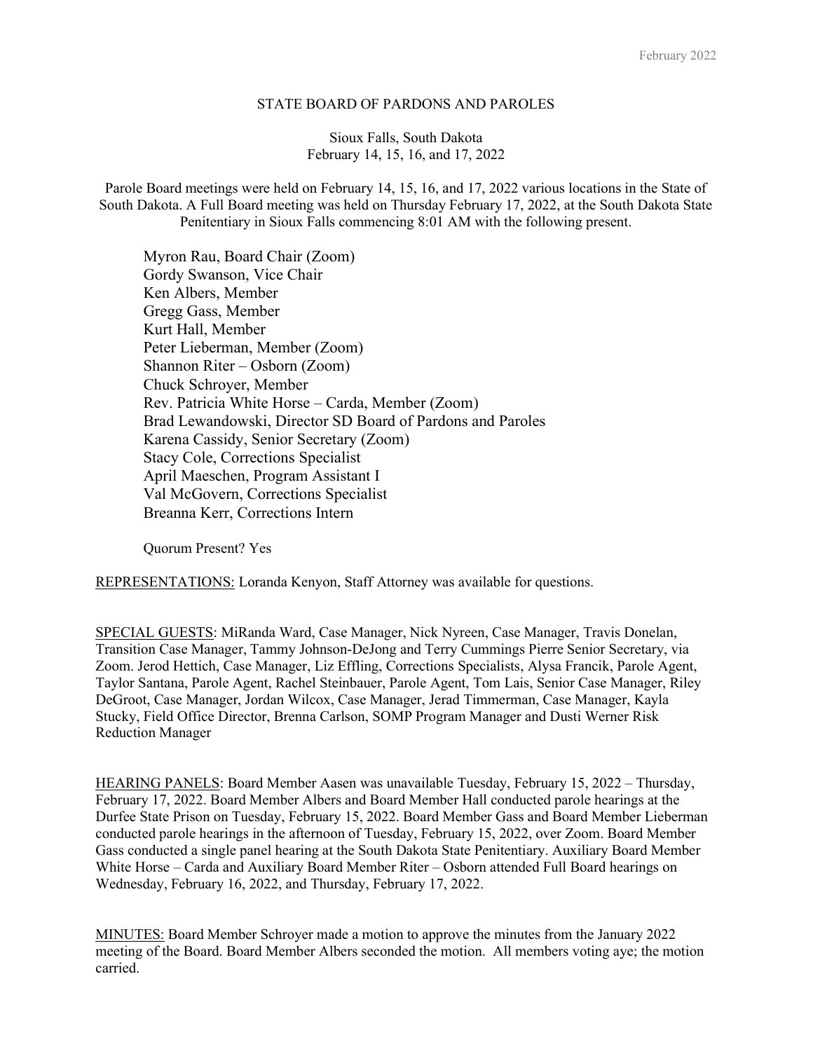# STATE BOARD OF PARDONS AND PAROLES

Sioux Falls, South Dakota
February 14, 15, 16, and 17, 2022

Parole Board meetings were held on February 14, 15, 16, and 17, 2022 various locations in the State of South Dakota. A Full Board meeting was held on Thursday February 17, 2022, at the South Dakota State Penitentiary in Sioux Falls commencing 8:01 AM with the following present.

Myron Rau, Board Chair (Zoom)
Gordy Swanson, Vice Chair
Ken Albers, Member
Gregg Gass, Member
Kurt Hall, Member
Peter Lieberman, Member (Zoom)
Shannon Riter – Osborn (Zoom)
Chuck Schroyer, Member
Rev. Patricia White Horse – Carda, Member (Zoom)
Brad Lewandowski, Director SD Board of Pardons and Paroles
Karena Cassidy, Senior Secretary (Zoom)
Stacy Cole, Corrections Specialist
April Maeschen, Program Assistant I
Val McGovern, Corrections Specialist
Breanna Kerr, Corrections Intern

Quorum Present? Yes

REPRESENTATIONS: Loranda Kenyon, Staff Attorney was available for questions.

SPECIAL GUESTS: MiRanda Ward, Case Manager, Nick Nyreen, Case Manager, Travis Donelan, Transition Case Manager, Tammy Johnson-DeJong and Terry Cummings Pierre Senior Secretary, via Zoom. Jerod Hettich, Case Manager, Liz Effling, Corrections Specialists, Alysa Francik, Parole Agent, Taylor Santana, Parole Agent, Rachel Steinbauer, Parole Agent, Tom Lais, Senior Case Manager, Riley DeGroot, Case Manager, Jordan Wilcox, Case Manager, Jerad Timmerman, Case Manager, Kayla Stucky, Field Office Director, Brenna Carlson, SOMP Program Manager and Dusti Werner Risk Reduction Manager

HEARING PANELS: Board Member Aasen was unavailable Tuesday, February 15, 2022 – Thursday, February 17, 2022. Board Member Albers and Board Member Hall conducted parole hearings at the Durfee State Prison on Tuesday, February 15, 2022. Board Member Gass and Board Member Lieberman conducted parole hearings in the afternoon of Tuesday, February 15, 2022, over Zoom. Board Member Gass conducted a single panel hearing at the South Dakota State Penitentiary. Auxiliary Board Member White Horse – Carda and Auxiliary Board Member Riter – Osborn attended Full Board hearings on Wednesday, February 16, 2022, and Thursday, February 17, 2022.

MINUTES: Board Member Schroyer made a motion to approve the minutes from the January 2022 meeting of the Board. Board Member Albers seconded the motion. All members voting aye; the motion carried.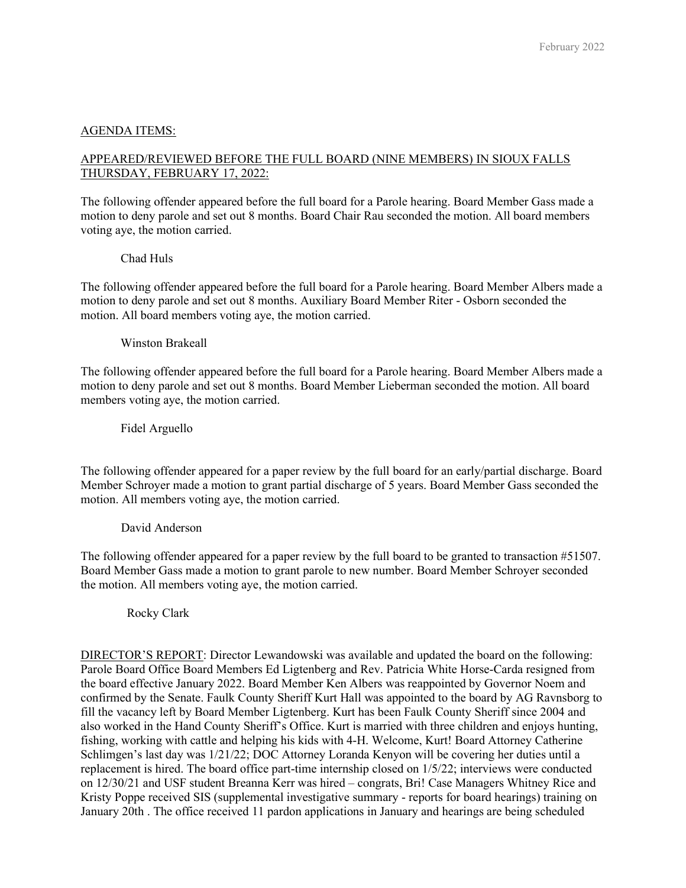AGENDA ITEMS:

APPEARED/REVIEWED BEFORE THE FULL BOARD (NINE MEMBERS) IN SIOUX FALLS THURSDAY, FEBRUARY 17, 2022:

The following offender appeared before the full board for a Parole hearing. Board Member Gass made a motion to deny parole and set out 8 months. Board Chair Rau seconded the motion. All board members voting aye, the motion carried.

Chad Huls

The following offender appeared before the full board for a Parole hearing. Board Member Albers made a motion to deny parole and set out 8 months. Auxiliary Board Member Riter - Osborn seconded the motion. All board members voting aye, the motion carried.

Winston Brakeall

The following offender appeared before the full board for a Parole hearing. Board Member Albers made a motion to deny parole and set out 8 months. Board Member Lieberman seconded the motion. All board members voting aye, the motion carried.

Fidel Arguello

The following offender appeared for a paper review by the full board for an early/partial discharge. Board Member Schroyer made a motion to grant partial discharge of 5 years. Board Member Gass seconded the motion. All members voting aye, the motion carried.

David Anderson

The following offender appeared for a paper review by the full board to be granted to transaction #51507. Board Member Gass made a motion to grant parole to new number. Board Member Schroyer seconded the motion. All members voting aye, the motion carried.

Rocky Clark

DIRECTOR'S REPORT: Director Lewandowski was available and updated the board on the following: Parole Board Office Board Members Ed Ligtenberg and Rev. Patricia White Horse-Carda resigned from the board effective January 2022. Board Member Ken Albers was reappointed by Governor Noem and confirmed by the Senate. Faulk County Sheriff Kurt Hall was appointed to the board by AG Ravnsborg to fill the vacancy left by Board Member Ligtenberg. Kurt has been Faulk County Sheriff since 2004 and also worked in the Hand County Sheriff's Office. Kurt is married with three children and enjoys hunting, fishing, working with cattle and helping his kids with 4-H. Welcome, Kurt! Board Attorney Catherine Schlimgen's last day was 1/21/22; DOC Attorney Loranda Kenyon will be covering her duties until a replacement is hired. The board office part-time internship closed on 1/5/22; interviews were conducted on 12/30/21 and USF student Breanna Kerr was hired – congrats, Bri! Case Managers Whitney Rice and Kristy Poppe received SIS (supplemental investigative summary - reports for board hearings) training on January 20th . The office received 11 pardon applications in January and hearings are being scheduled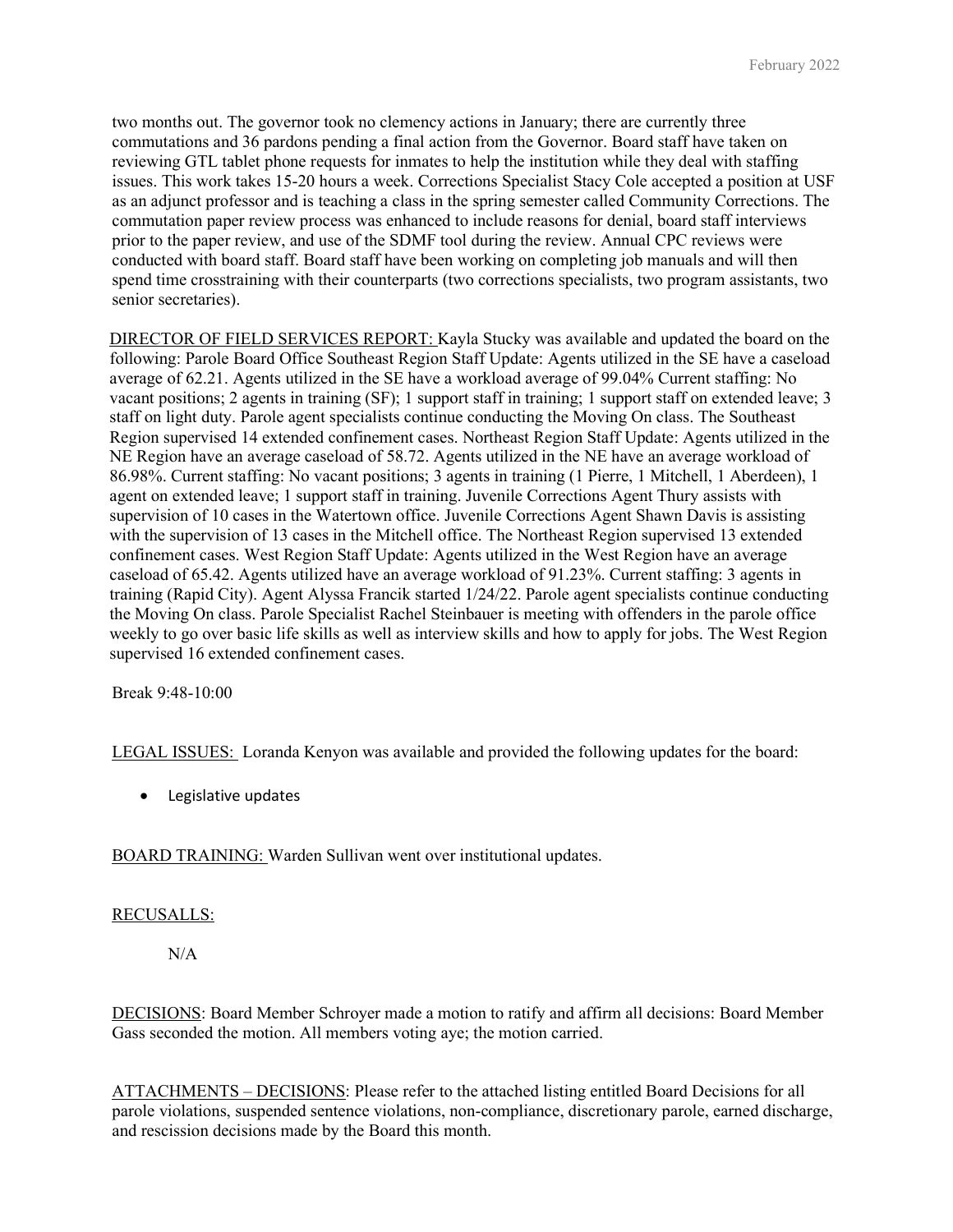two months out. The governor took no clemency actions in January; there are currently three commutations and 36 pardons pending a final action from the Governor. Board staff have taken on reviewing GTL tablet phone requests for inmates to help the institution while they deal with staffing issues. This work takes 15-20 hours a week. Corrections Specialist Stacy Cole accepted a position at USF as an adjunct professor and is teaching a class in the spring semester called Community Corrections. The commutation paper review process was enhanced to include reasons for denial, board staff interviews prior to the paper review, and use of the SDMF tool during the review. Annual CPC reviews were conducted with board staff. Board staff have been working on completing job manuals and will then spend time crosstraining with their counterparts (two corrections specialists, two program assistants, two senior secretaries).

DIRECTOR OF FIELD SERVICES REPORT: Kayla Stucky was available and updated the board on the following: Parole Board Office Southeast Region Staff Update: Agents utilized in the SE have a caseload average of 62.21. Agents utilized in the SE have a workload average of 99.04% Current staffing: No vacant positions; 2 agents in training (SF); 1 support staff in training; 1 support staff on extended leave; 3 staff on light duty. Parole agent specialists continue conducting the Moving On class. The Southeast Region supervised 14 extended confinement cases. Northeast Region Staff Update: Agents utilized in the NE Region have an average caseload of 58.72. Agents utilized in the NE have an average workload of 86.98%. Current staffing: No vacant positions; 3 agents in training (1 Pierre, 1 Mitchell, 1 Aberdeen), 1 agent on extended leave; 1 support staff in training. Juvenile Corrections Agent Thury assists with supervision of 10 cases in the Watertown office. Juvenile Corrections Agent Shawn Davis is assisting with the supervision of 13 cases in the Mitchell office. The Northeast Region supervised 13 extended confinement cases. West Region Staff Update: Agents utilized in the West Region have an average caseload of 65.42. Agents utilized have an average workload of 91.23%. Current staffing: 3 agents in training (Rapid City). Agent Alyssa Francik started 1/24/22. Parole agent specialists continue conducting the Moving On class. Parole Specialist Rachel Steinbauer is meeting with offenders in the parole office weekly to go over basic life skills as well as interview skills and how to apply for jobs. The West Region supervised 16 extended confinement cases.

Break 9:48-10:00

LEGAL ISSUES: Loranda Kenyon was available and provided the following updates for the board:

- Legislative updates

BOARD TRAINING: Warden Sullivan went over institutional updates.

RECUSALLS:

N/A

DECISIONS: Board Member Schroyer made a motion to ratify and affirm all decisions: Board Member Gass seconded the motion. All members voting aye; the motion carried.

ATTACHMENTS – DECISIONS: Please refer to the attached listing entitled Board Decisions for all parole violations, suspended sentence violations, non-compliance, discretionary parole, earned discharge, and rescission decisions made by the Board this month.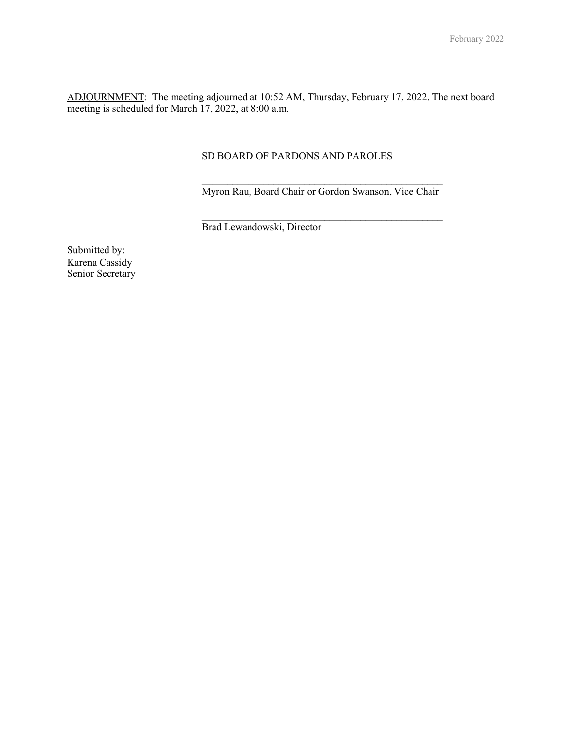ADJOURNMENT: The meeting adjourned at 10:52 AM, Thursday, February 17, 2022. The next board meeting is scheduled for March 17, 2022, at 8:00 a.m.

SD BOARD OF PARDONS AND PAROLES

\_\_\_\_\_\_\_\_\_\_\_\_\_\_\_\_\_\_\_\_\_\_\_\_\_\_\_\_\_\_\_\_\_\_\_\_\_\_\_\_\_\_\_\_\_\_\_\_

Myron Rau, Board Chair or Gordon Swanson, Vice Chair

\_\_\_\_\_\_\_\_\_\_\_\_\_\_\_\_\_\_\_\_\_\_\_\_\_\_\_\_\_\_\_\_\_\_\_\_\_\_\_\_\_\_\_\_\_\_\_\_

Brad Lewandowski, Director

Submitted by:
Karena Cassidy
Senior Secretary